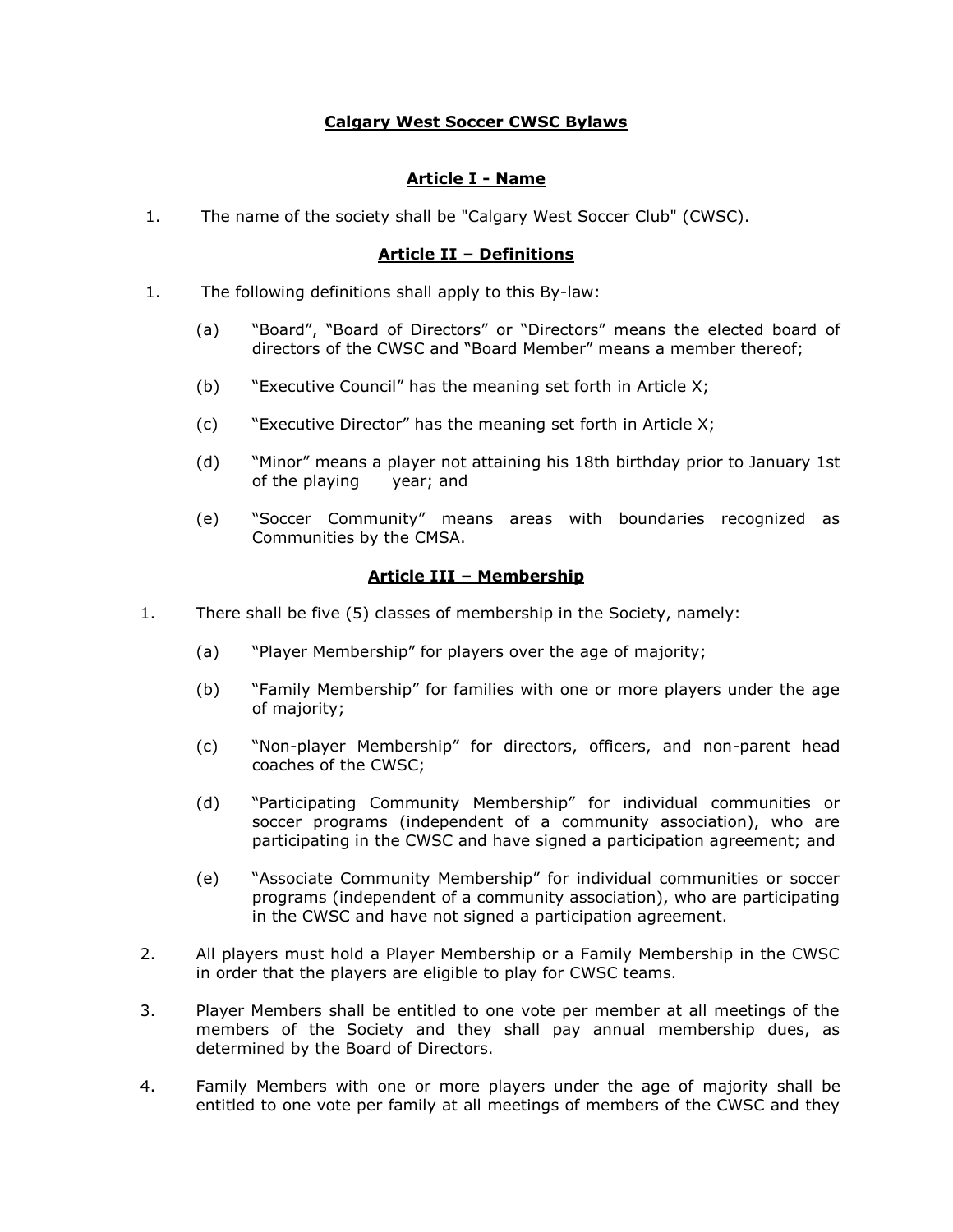# Calgary West Soccer CWSC Bylaws

## Article I - Name

1. The name of the society shall be "Calgary West Soccer Club" (CWSC).

## Article II – Definitions

1. The following definitions shall apply to this By-law:

   (a) "Board", "Board of Directors" or "Directors" means the elected board of directors of the CWSC and "Board Member" means a member thereof;

   (b) "Executive Council" has the meaning set forth in Article X;

   (c) "Executive Director" has the meaning set forth in Article X;

   (d) "Minor" means a player not attaining his 18th birthday prior to January 1st of the playing year; and

   (e) "Soccer Community" means areas with boundaries recognized as Communities by the CMSA.

## Article III – Membership

1. There shall be five (5) classes of membership in the Society, namely:

   (a) "Player Membership" for players over the age of majority;

   (b) "Family Membership" for families with one or more players under the age of majority;

   (c) "Non-player Membership" for directors, officers, and non-parent head coaches of the CWSC;

   (d) "Participating Community Membership" for individual communities or soccer programs (independent of a community association), who are participating in the CWSC and have signed a participation agreement; and

   (e) "Associate Community Membership" for individual communities or soccer programs (independent of a community association), who are participating in the CWSC and have not signed a participation agreement.

2. All players must hold a Player Membership or a Family Membership in the CWSC in order that the players are eligible to play for CWSC teams.

3. Player Members shall be entitled to one vote per member at all meetings of the members of the Society and they shall pay annual membership dues, as determined by the Board of Directors.

4. Family Members with one or more players under the age of majority shall be entitled to one vote per family at all meetings of members of the CWSC and they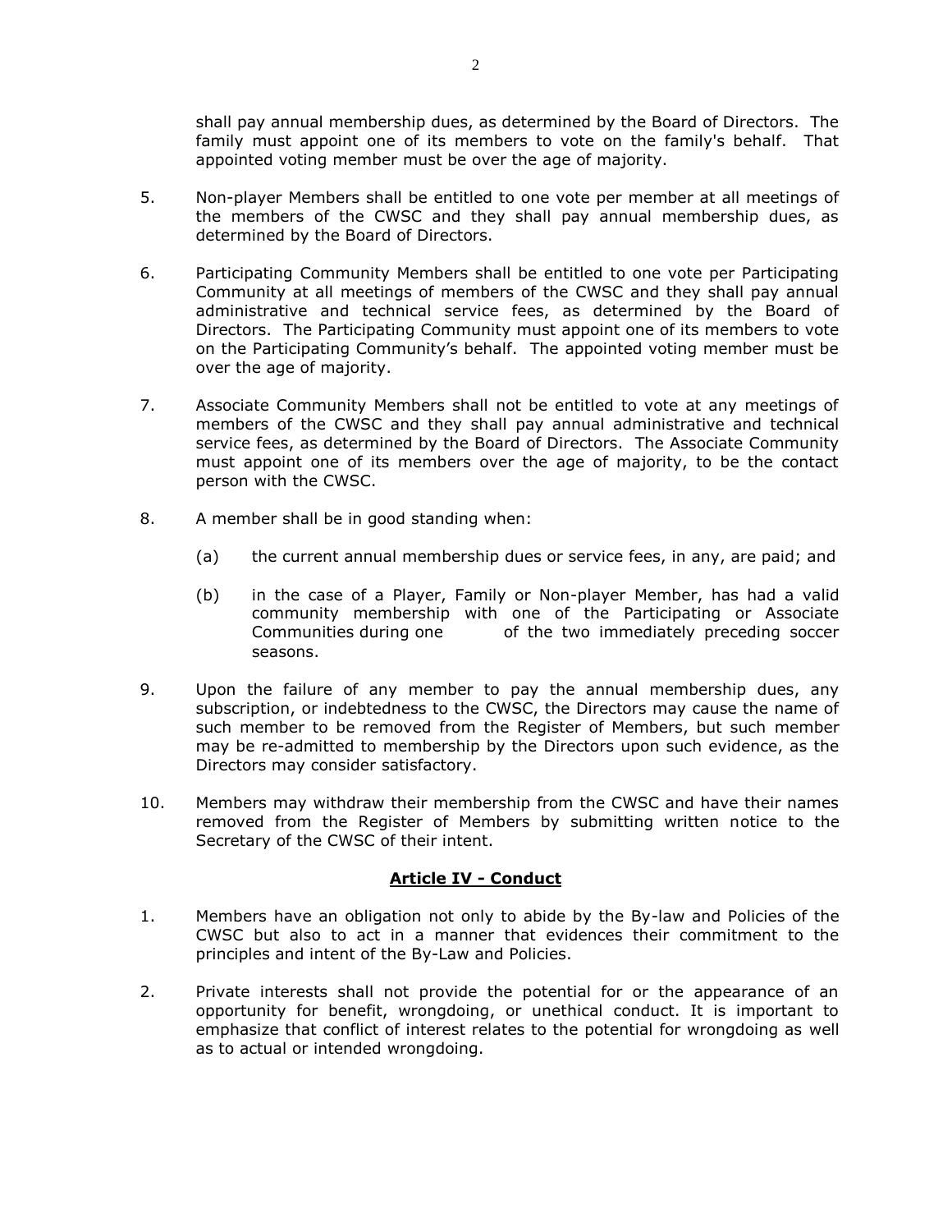shall pay annual membership dues, as determined by the Board of Directors. The family must appoint one of its members to vote on the family's behalf. That appointed voting member must be over the age of majority.

5. Non-player Members shall be entitled to one vote per member at all meetings of the members of the CWSC and they shall pay annual membership dues, as determined by the Board of Directors.

6. Participating Community Members shall be entitled to one vote per Participating Community at all meetings of members of the CWSC and they shall pay annual administrative and technical service fees, as determined by the Board of Directors. The Participating Community must appoint one of its members to vote on the Participating Community's behalf. The appointed voting member must be over the age of majority.

7. Associate Community Members shall not be entitled to vote at any meetings of members of the CWSC and they shall pay annual administrative and technical service fees, as determined by the Board of Directors. The Associate Community must appoint one of its members over the age of majority, to be the contact person with the CWSC.

8. A member shall be in good standing when:

   (a) the current annual membership dues or service fees, in any, are paid; and

   (b) in the case of a Player, Family or Non-player Member, has had a valid community membership with one of the Participating or Associate Communities during one of the two immediately preceding soccer seasons.

9. Upon the failure of any member to pay the annual membership dues, any subscription, or indebtedness to the CWSC, the Directors may cause the name of such member to be removed from the Register of Members, but such member may be re-admitted to membership by the Directors upon such evidence, as the Directors may consider satisfactory.

10. Members may withdraw their membership from the CWSC and have their names removed from the Register of Members by submitting written notice to the Secretary of the CWSC of their intent.

## Article IV - Conduct

1. Members have an obligation not only to abide by the By-law and Policies of the CWSC but also to act in a manner that evidences their commitment to the principles and intent of the By-Law and Policies.

2. Private interests shall not provide the potential for or the appearance of an opportunity for benefit, wrongdoing, or unethical conduct. It is important to emphasize that conflict of interest relates to the potential for wrongdoing as well as to actual or intended wrongdoing.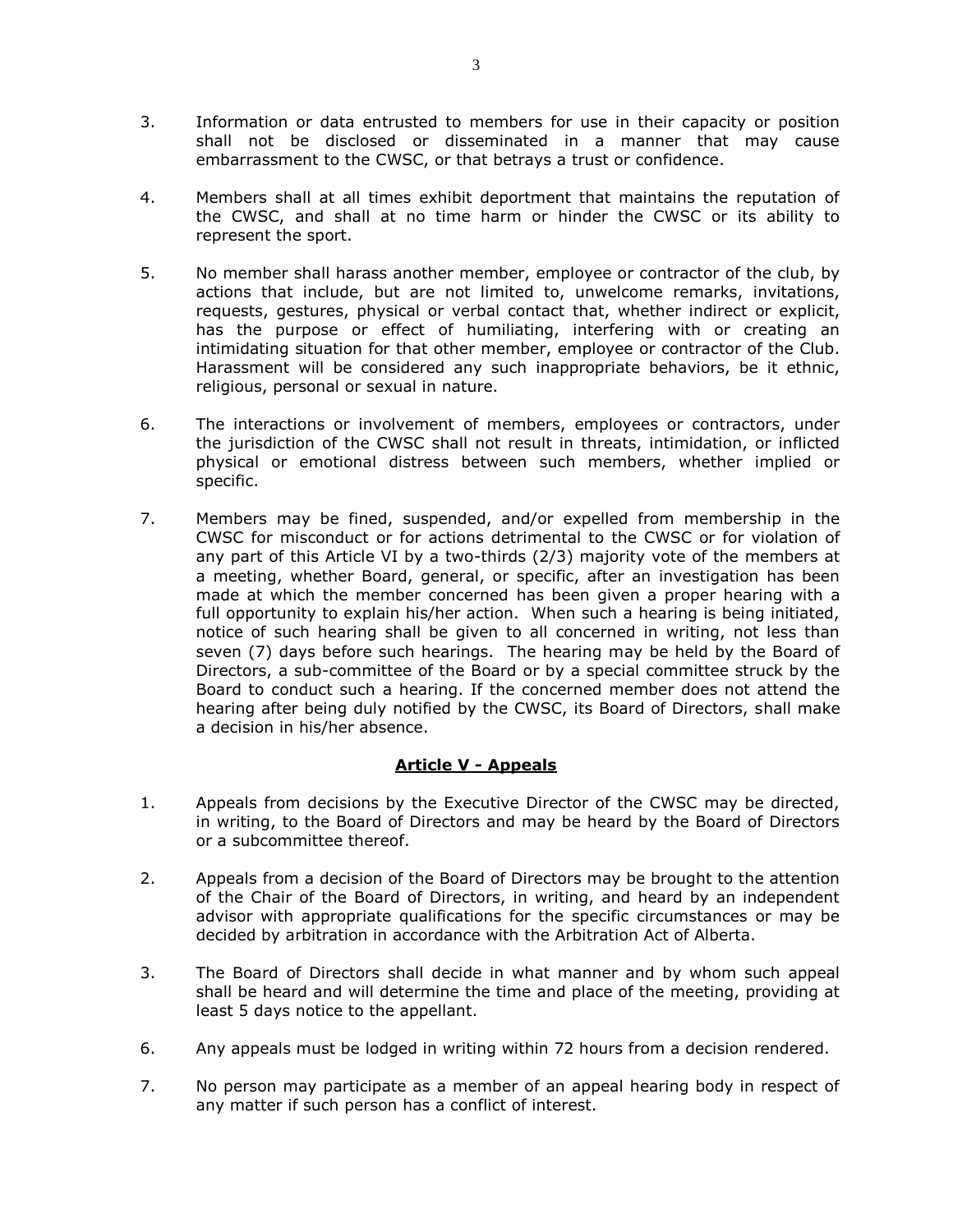3. Information or data entrusted to members for use in their capacity or position shall not be disclosed or disseminated in a manner that may cause embarrassment to the CWSC, or that betrays a trust or confidence.

4. Members shall at all times exhibit deportment that maintains the reputation of the CWSC, and shall at no time harm or hinder the CWSC or its ability to represent the sport.

5. No member shall harass another member, employee or contractor of the club, by actions that include, but are not limited to, unwelcome remarks, invitations, requests, gestures, physical or verbal contact that, whether indirect or explicit, has the purpose or effect of humiliating, interfering with or creating an intimidating situation for that other member, employee or contractor of the Club. Harassment will be considered any such inappropriate behaviors, be it ethnic, religious, personal or sexual in nature.

6. The interactions or involvement of members, employees or contractors, under the jurisdiction of the CWSC shall not result in threats, intimidation, or inflicted physical or emotional distress between such members, whether implied or specific.

7. Members may be fined, suspended, and/or expelled from membership in the CWSC for misconduct or for actions detrimental to the CWSC or for violation of any part of this Article VI by a two-thirds (2/3) majority vote of the members at a meeting, whether Board, general, or specific, after an investigation has been made at which the member concerned has been given a proper hearing with a full opportunity to explain his/her action. When such a hearing is being initiated, notice of such hearing shall be given to all concerned in writing, not less than seven (7) days before such hearings. The hearing may be held by the Board of Directors, a sub-committee of the Board or by a special committee struck by the Board to conduct such a hearing. If the concerned member does not attend the hearing after being duly notified by the CWSC, its Board of Directors, shall make a decision in his/her absence.

## **Article V - Appeals**

1. Appeals from decisions by the Executive Director of the CWSC may be directed, in writing, to the Board of Directors and may be heard by the Board of Directors or a subcommittee thereof.

2. Appeals from a decision of the Board of Directors may be brought to the attention of the Chair of the Board of Directors, in writing, and heard by an independent advisor with appropriate qualifications for the specific circumstances or may be decided by arbitration in accordance with the Arbitration Act of Alberta.

3. The Board of Directors shall decide in what manner and by whom such appeal shall be heard and will determine the time and place of the meeting, providing at least 5 days notice to the appellant.

6. Any appeals must be lodged in writing within 72 hours from a decision rendered.

7. No person may participate as a member of an appeal hearing body in respect of any matter if such person has a conflict of interest.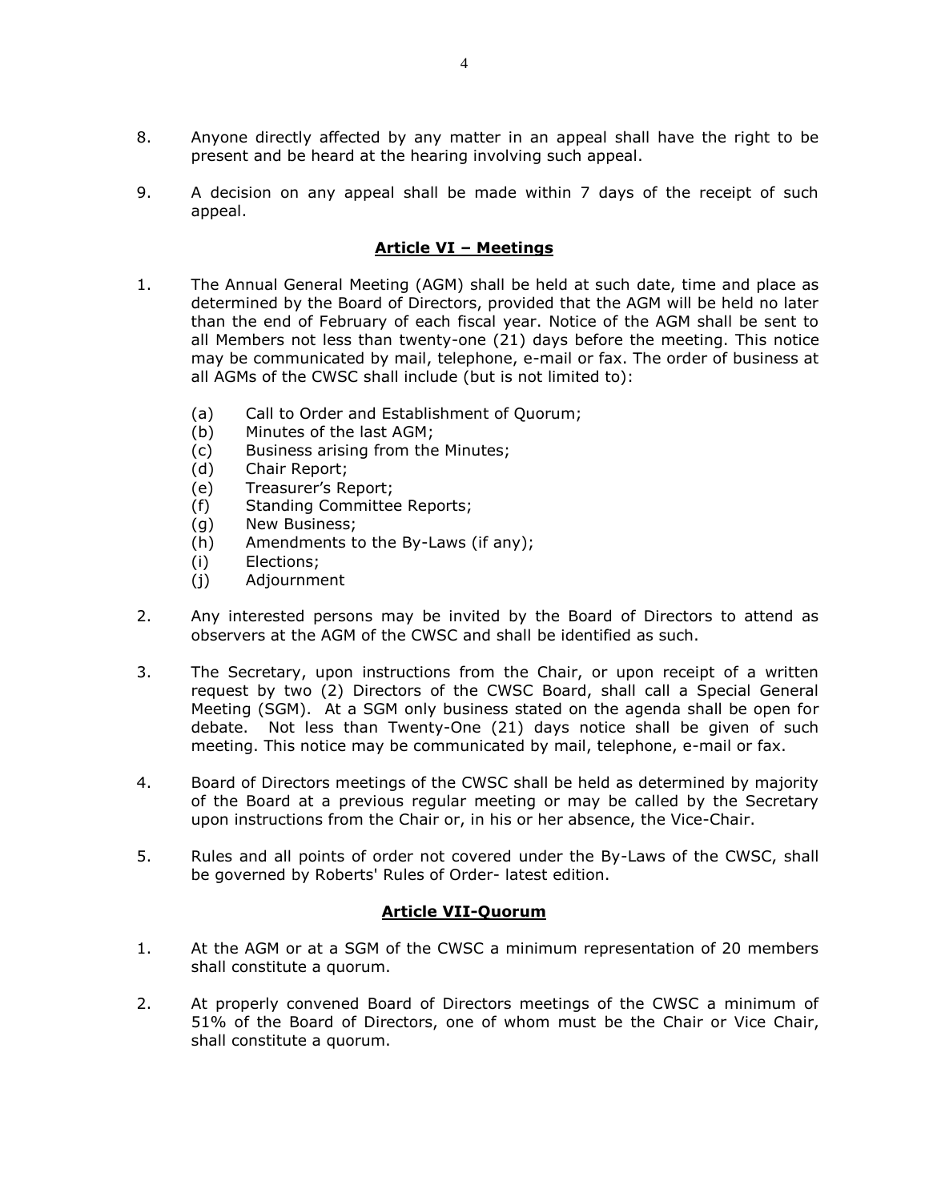8. Anyone directly affected by any matter in an appeal shall have the right to be present and be heard at the hearing involving such appeal.

9. A decision on any appeal shall be made within 7 days of the receipt of such appeal.

## Article VI – Meetings

1. The Annual General Meeting (AGM) shall be held at such date, time and place as determined by the Board of Directors, provided that the AGM will be held no later than the end of February of each fiscal year. Notice of the AGM shall be sent to all Members not less than twenty-one (21) days before the meeting. This notice may be communicated by mail, telephone, e-mail or fax. The order of business at all AGMs of the CWSC shall include (but is not limited to):

   (a) Call to Order and Establishment of Quorum;
   (b) Minutes of the last AGM;
   (c) Business arising from the Minutes;
   (d) Chair Report;
   (e) Treasurer's Report;
   (f) Standing Committee Reports;
   (g) New Business;
   (h) Amendments to the By-Laws (if any);
   (i) Elections;
   (j) Adjournment

2. Any interested persons may be invited by the Board of Directors to attend as observers at the AGM of the CWSC and shall be identified as such.

3. The Secretary, upon instructions from the Chair, or upon receipt of a written request by two (2) Directors of the CWSC Board, shall call a Special General Meeting (SGM). At a SGM only business stated on the agenda shall be open for debate. Not less than Twenty-One (21) days notice shall be given of such meeting. This notice may be communicated by mail, telephone, e-mail or fax.

4. Board of Directors meetings of the CWSC shall be held as determined by majority of the Board at a previous regular meeting or may be called by the Secretary upon instructions from the Chair or, in his or her absence, the Vice-Chair.

5. Rules and all points of order not covered under the By-Laws of the CWSC, shall be governed by Roberts' Rules of Order- latest edition.

## Article VII-Quorum

1. At the AGM or at a SGM of the CWSC a minimum representation of 20 members shall constitute a quorum.

2. At properly convened Board of Directors meetings of the CWSC a minimum of 51% of the Board of Directors, one of whom must be the Chair or Vice Chair, shall constitute a quorum.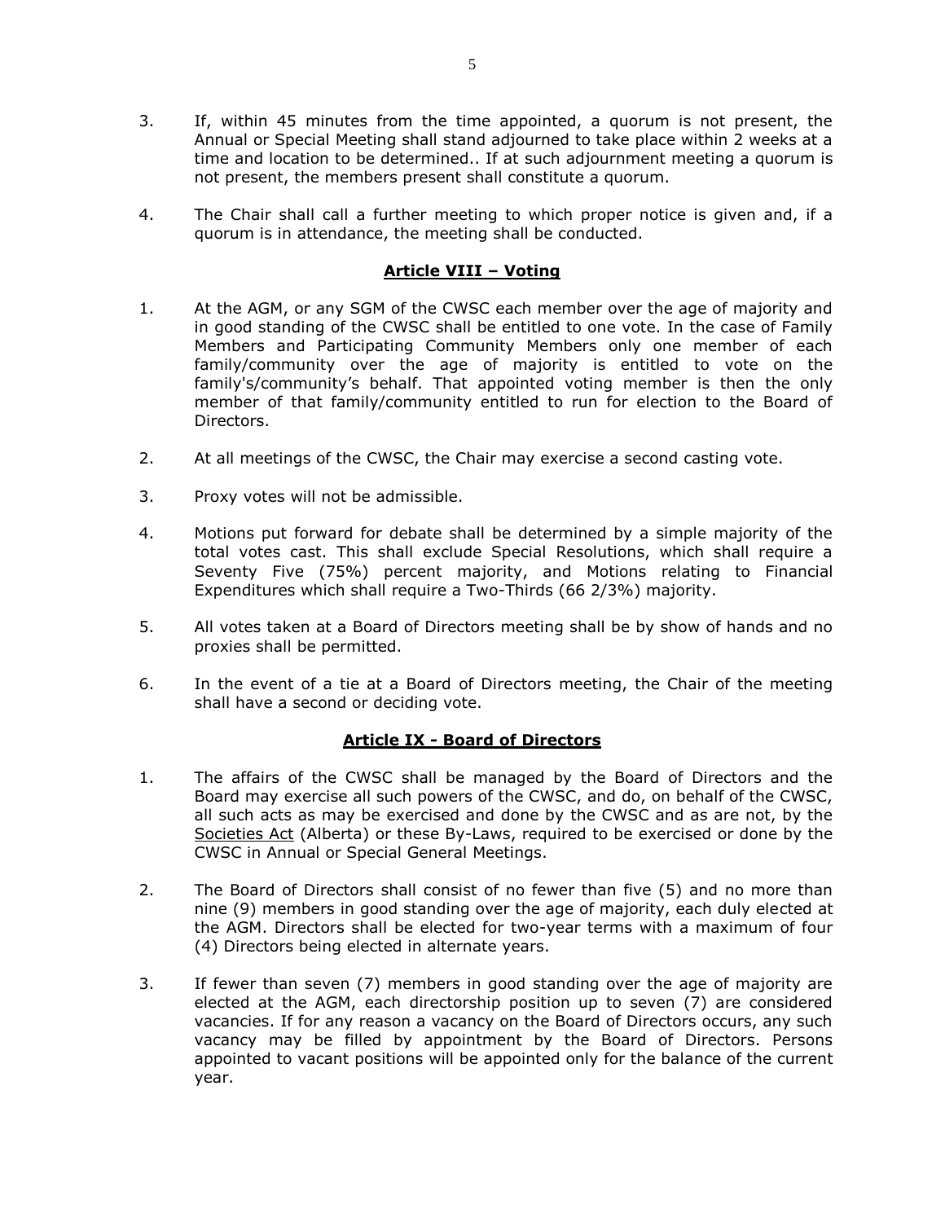3. If, within 45 minutes from the time appointed, a quorum is not present, the Annual or Special Meeting shall stand adjourned to take place within 2 weeks at a time and location to be determined.. If at such adjournment meeting a quorum is not present, the members present shall constitute a quorum.

4. The Chair shall call a further meeting to which proper notice is given and, if a quorum is in attendance, the meeting shall be conducted.

## Article VIII – Voting

1. At the AGM, or any SGM of the CWSC each member over the age of majority and in good standing of the CWSC shall be entitled to one vote. In the case of Family Members and Participating Community Members only one member of each family/community over the age of majority is entitled to vote on the family's/community's behalf. That appointed voting member is then the only member of that family/community entitled to run for election to the Board of Directors.

2. At all meetings of the CWSC, the Chair may exercise a second casting vote.

3. Proxy votes will not be admissible.

4. Motions put forward for debate shall be determined by a simple majority of the total votes cast. This shall exclude Special Resolutions, which shall require a Seventy Five (75%) percent majority, and Motions relating to Financial Expenditures which shall require a Two-Thirds (66 2/3%) majority.

5. All votes taken at a Board of Directors meeting shall be by show of hands and no proxies shall be permitted.

6. In the event of a tie at a Board of Directors meeting, the Chair of the meeting shall have a second or deciding vote.

## Article IX - Board of Directors

1. The affairs of the CWSC shall be managed by the Board of Directors and the Board may exercise all such powers of the CWSC, and do, on behalf of the CWSC, all such acts as may be exercised and done by the CWSC and as are not, by the Societies Act (Alberta) or these By-Laws, required to be exercised or done by the CWSC in Annual or Special General Meetings.

2. The Board of Directors shall consist of no fewer than five (5) and no more than nine (9) members in good standing over the age of majority, each duly elected at the AGM. Directors shall be elected for two-year terms with a maximum of four (4) Directors being elected in alternate years.

3. If fewer than seven (7) members in good standing over the age of majority are elected at the AGM, each directorship position up to seven (7) are considered vacancies. If for any reason a vacancy on the Board of Directors occurs, any such vacancy may be filled by appointment by the Board of Directors. Persons appointed to vacant positions will be appointed only for the balance of the current year.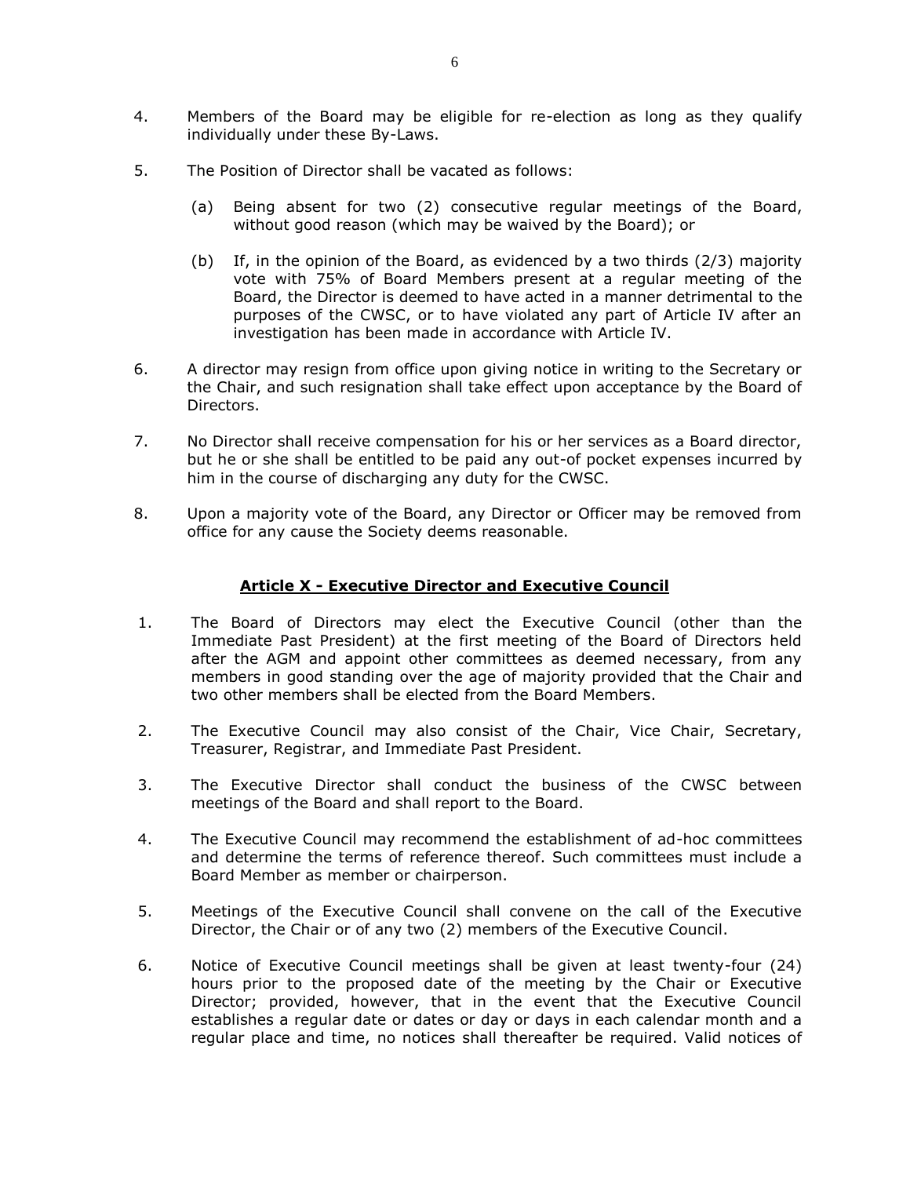4. Members of the Board may be eligible for re-election as long as they qualify individually under these By-Laws.

5. The Position of Director shall be vacated as follows:

   (a) Being absent for two (2) consecutive regular meetings of the Board, without good reason (which may be waived by the Board); or

   (b) If, in the opinion of the Board, as evidenced by a two thirds (2/3) majority vote with 75% of Board Members present at a regular meeting of the Board, the Director is deemed to have acted in a manner detrimental to the purposes of the CWSC, or to have violated any part of Article IV after an investigation has been made in accordance with Article IV.

6. A director may resign from office upon giving notice in writing to the Secretary or the Chair, and such resignation shall take effect upon acceptance by the Board of Directors.

7. No Director shall receive compensation for his or her services as a Board director, but he or she shall be entitled to be paid any out-of pocket expenses incurred by him in the course of discharging any duty for the CWSC.

8. Upon a majority vote of the Board, any Director or Officer may be removed from office for any cause the Society deems reasonable.

## Article X - Executive Director and Executive Council

1. The Board of Directors may elect the Executive Council (other than the Immediate Past President) at the first meeting of the Board of Directors held after the AGM and appoint other committees as deemed necessary, from any members in good standing over the age of majority provided that the Chair and two other members shall be elected from the Board Members.

2. The Executive Council may also consist of the Chair, Vice Chair, Secretary, Treasurer, Registrar, and Immediate Past President.

3. The Executive Director shall conduct the business of the CWSC between meetings of the Board and shall report to the Board.

4. The Executive Council may recommend the establishment of ad-hoc committees and determine the terms of reference thereof. Such committees must include a Board Member as member or chairperson.

5. Meetings of the Executive Council shall convene on the call of the Executive Director, the Chair or of any two (2) members of the Executive Council.

6. Notice of Executive Council meetings shall be given at least twenty-four (24) hours prior to the proposed date of the meeting by the Chair or Executive Director; provided, however, that in the event that the Executive Council establishes a regular date or dates or day or days in each calendar month and a regular place and time, no notices shall thereafter be required. Valid notices of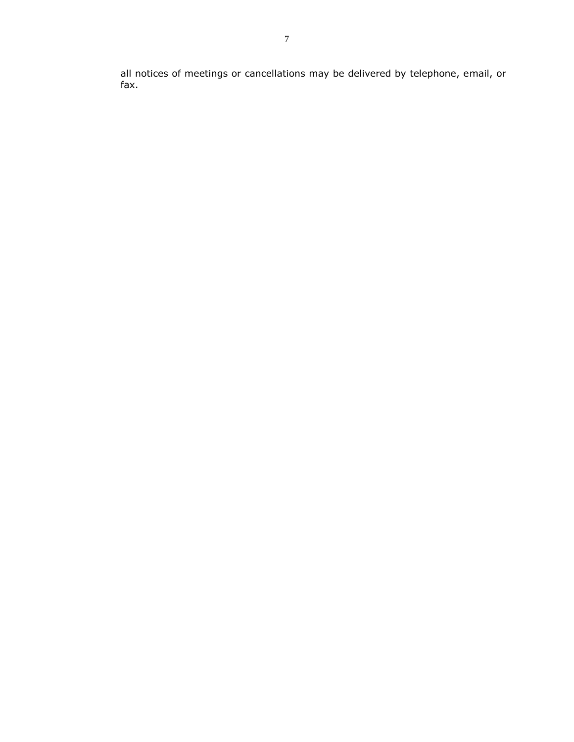all notices of meetings or cancellations may be delivered by telephone, email, or fax.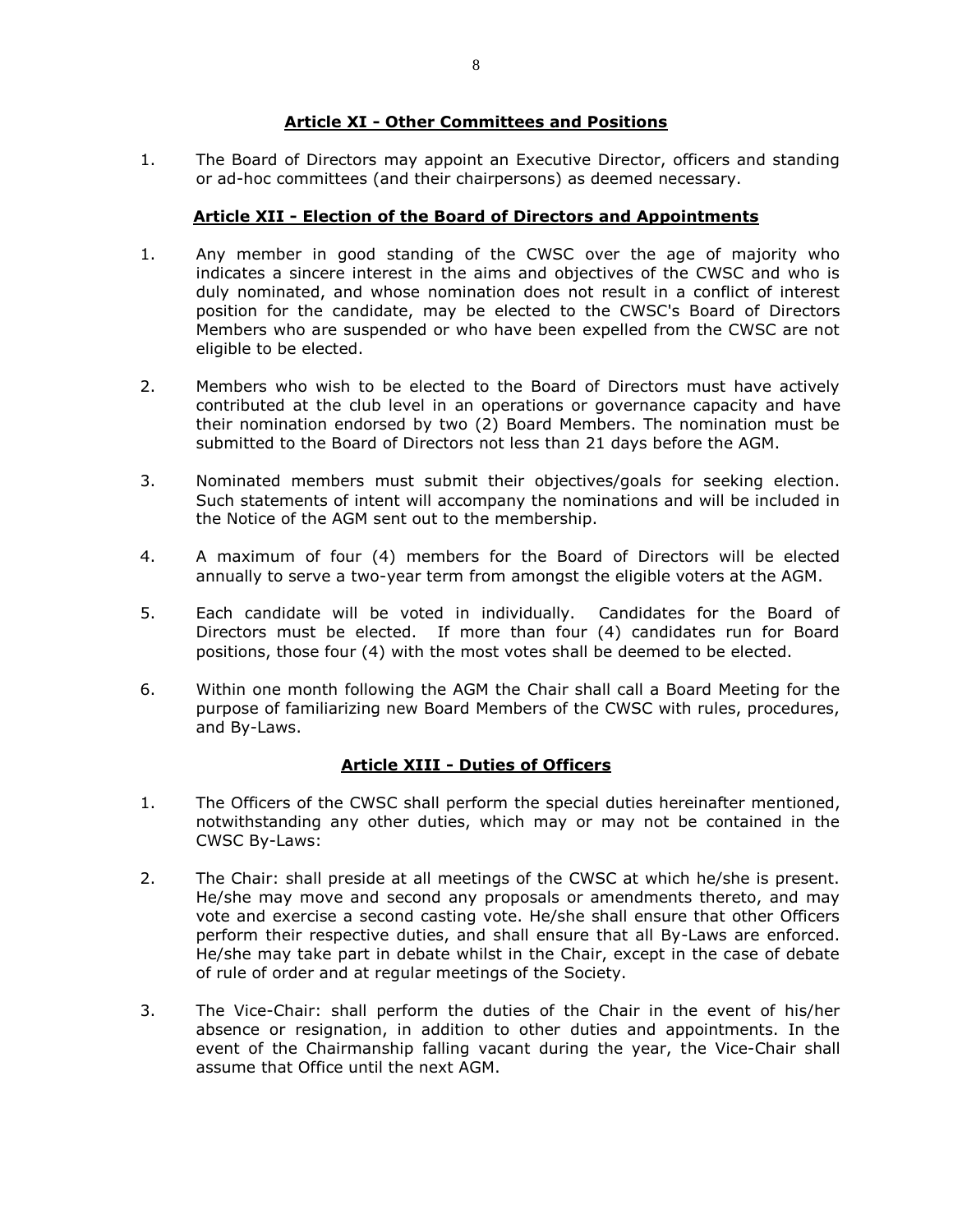## Article XI - Other Committees and Positions

1. The Board of Directors may appoint an Executive Director, officers and standing or ad-hoc committees (and their chairpersons) as deemed necessary.

## Article XII - Election of the Board of Directors and Appointments

1. Any member in good standing of the CWSC over the age of majority who indicates a sincere interest in the aims and objectives of the CWSC and who is duly nominated, and whose nomination does not result in a conflict of interest position for the candidate, may be elected to the CWSC's Board of Directors Members who are suspended or who have been expelled from the CWSC are not eligible to be elected.

2. Members who wish to be elected to the Board of Directors must have actively contributed at the club level in an operations or governance capacity and have their nomination endorsed by two (2) Board Members. The nomination must be submitted to the Board of Directors not less than 21 days before the AGM.

3. Nominated members must submit their objectives/goals for seeking election. Such statements of intent will accompany the nominations and will be included in the Notice of the AGM sent out to the membership.

4. A maximum of four (4) members for the Board of Directors will be elected annually to serve a two-year term from amongst the eligible voters at the AGM.

5. Each candidate will be voted in individually. Candidates for the Board of Directors must be elected. If more than four (4) candidates run for Board positions, those four (4) with the most votes shall be deemed to be elected.

6. Within one month following the AGM the Chair shall call a Board Meeting for the purpose of familiarizing new Board Members of the CWSC with rules, procedures, and By-Laws.

## Article XIII - Duties of Officers

1. The Officers of the CWSC shall perform the special duties hereinafter mentioned, notwithstanding any other duties, which may or may not be contained in the CWSC By-Laws:

2. The Chair: shall preside at all meetings of the CWSC at which he/she is present. He/she may move and second any proposals or amendments thereto, and may vote and exercise a second casting vote. He/she shall ensure that other Officers perform their respective duties, and shall ensure that all By-Laws are enforced. He/she may take part in debate whilst in the Chair, except in the case of debate of rule of order and at regular meetings of the Society.

3. The Vice-Chair: shall perform the duties of the Chair in the event of his/her absence or resignation, in addition to other duties and appointments. In the event of the Chairmanship falling vacant during the year, the Vice-Chair shall assume that Office until the next AGM.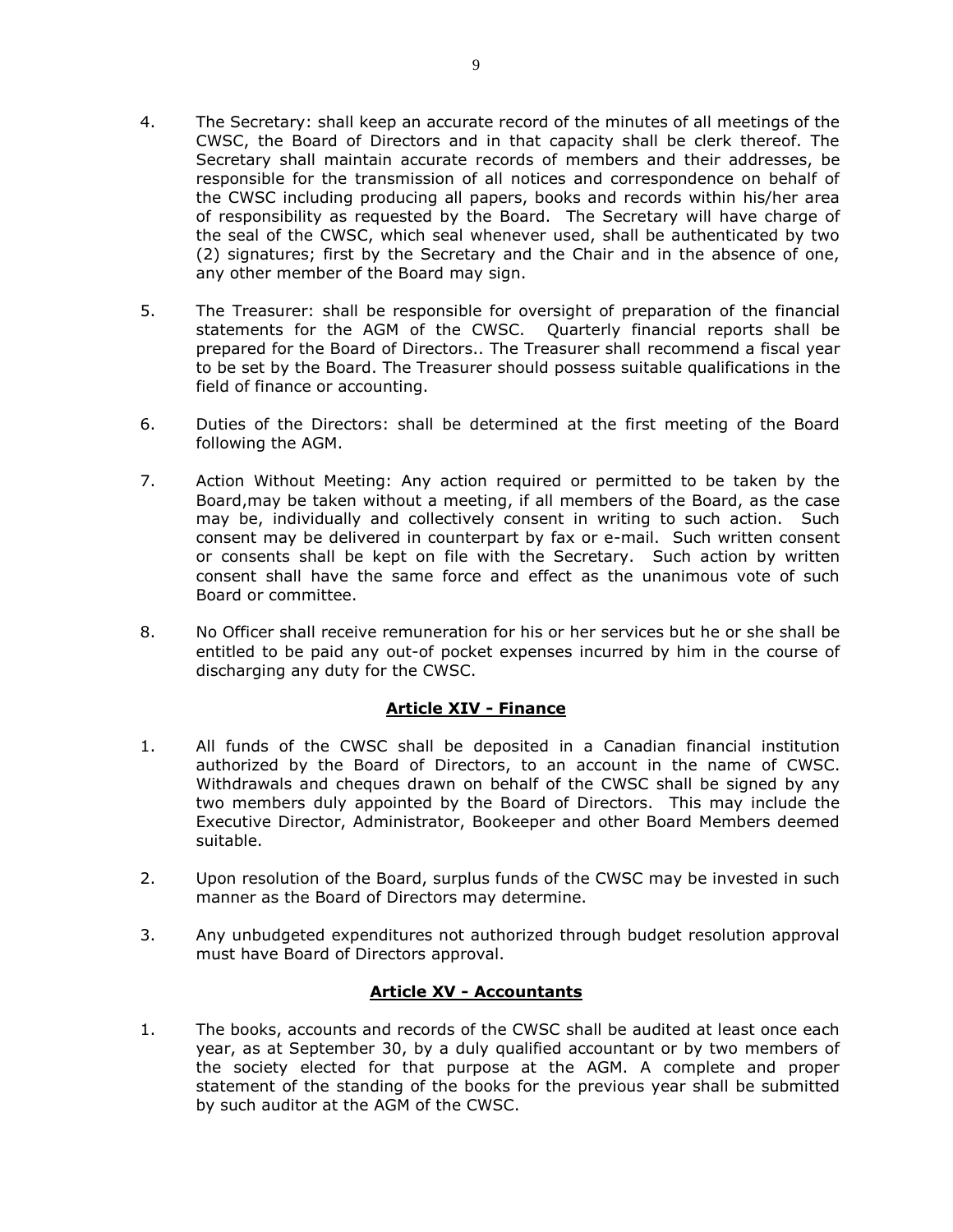4. The Secretary: shall keep an accurate record of the minutes of all meetings of the CWSC, the Board of Directors and in that capacity shall be clerk thereof. The Secretary shall maintain accurate records of members and their addresses, be responsible for the transmission of all notices and correspondence on behalf of the CWSC including producing all papers, books and records within his/her area of responsibility as requested by the Board. The Secretary will have charge of the seal of the CWSC, which seal whenever used, shall be authenticated by two (2) signatures; first by the Secretary and the Chair and in the absence of one, any other member of the Board may sign.

5. The Treasurer: shall be responsible for oversight of preparation of the financial statements for the AGM of the CWSC. Quarterly financial reports shall be prepared for the Board of Directors.. The Treasurer shall recommend a fiscal year to be set by the Board. The Treasurer should possess suitable qualifications in the field of finance or accounting.

6. Duties of the Directors: shall be determined at the first meeting of the Board following the AGM.

7. Action Without Meeting: Any action required or permitted to be taken by the Board,may be taken without a meeting, if all members of the Board, as the case may be, individually and collectively consent in writing to such action. Such consent may be delivered in counterpart by fax or e-mail. Such written consent or consents shall be kept on file with the Secretary. Such action by written consent shall have the same force and effect as the unanimous vote of such Board or committee.

8. No Officer shall receive remuneration for his or her services but he or she shall be entitled to be paid any out-of pocket expenses incurred by him in the course of discharging any duty for the CWSC.

## Article XIV - Finance

1. All funds of the CWSC shall be deposited in a Canadian financial institution authorized by the Board of Directors, to an account in the name of CWSC. Withdrawals and cheques drawn on behalf of the CWSC shall be signed by any two members duly appointed by the Board of Directors. This may include the Executive Director, Administrator, Bookeeper and other Board Members deemed suitable.

2. Upon resolution of the Board, surplus funds of the CWSC may be invested in such manner as the Board of Directors may determine.

3. Any unbudgeted expenditures not authorized through budget resolution approval must have Board of Directors approval.

## Article XV - Accountants

1. The books, accounts and records of the CWSC shall be audited at least once each year, as at September 30, by a duly qualified accountant or by two members of the society elected for that purpose at the AGM. A complete and proper statement of the standing of the books for the previous year shall be submitted by such auditor at the AGM of the CWSC.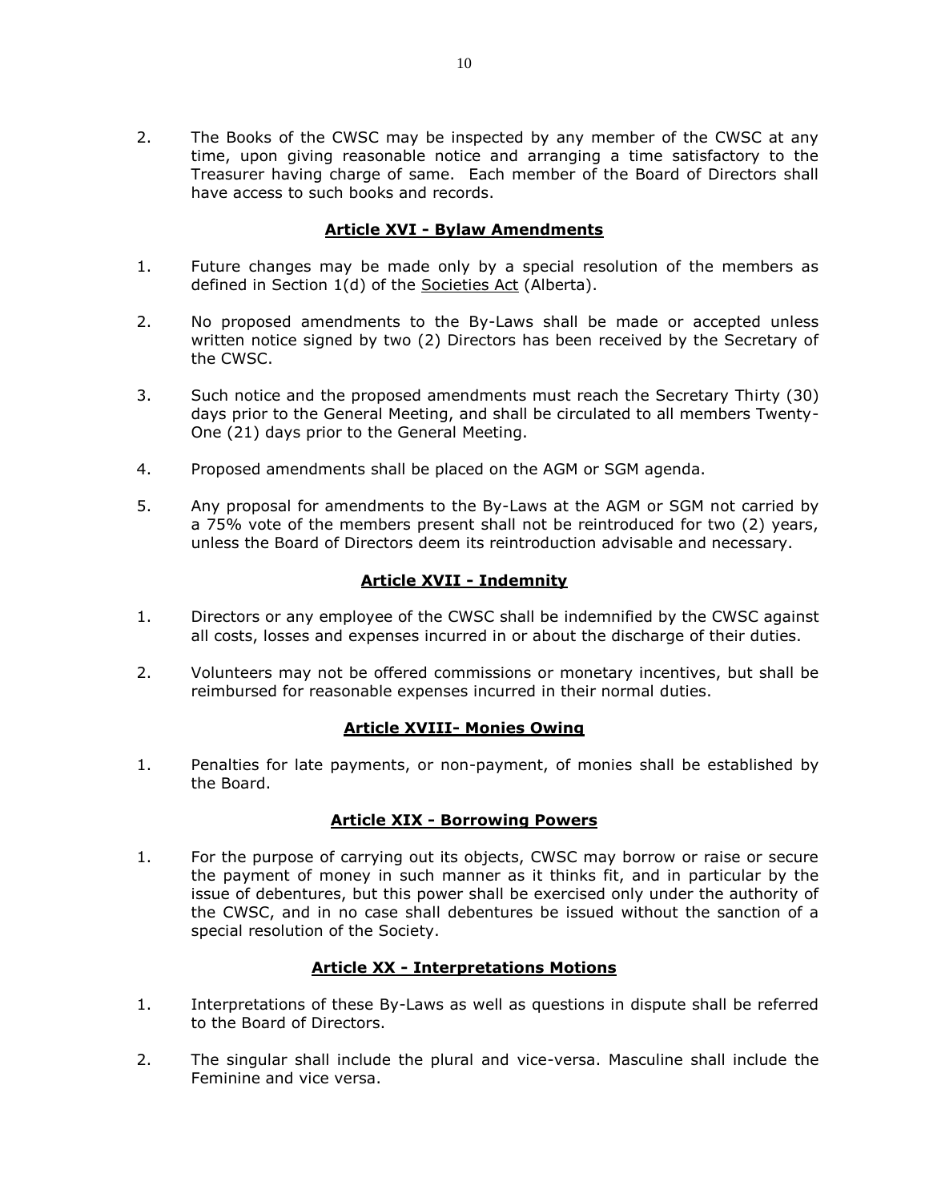2. The Books of the CWSC may be inspected by any member of the CWSC at any time, upon giving reasonable notice and arranging a time satisfactory to the Treasurer having charge of same. Each member of the Board of Directors shall have access to such books and records.

## Article XVI - Bylaw Amendments

1. Future changes may be made only by a special resolution of the members as defined in Section 1(d) of the Societies Act (Alberta).

2. No proposed amendments to the By-Laws shall be made or accepted unless written notice signed by two (2) Directors has been received by the Secretary of the CWSC.

3. Such notice and the proposed amendments must reach the Secretary Thirty (30) days prior to the General Meeting, and shall be circulated to all members Twenty-One (21) days prior to the General Meeting.

4. Proposed amendments shall be placed on the AGM or SGM agenda.

5. Any proposal for amendments to the By-Laws at the AGM or SGM not carried by a 75% vote of the members present shall not be reintroduced for two (2) years, unless the Board of Directors deem its reintroduction advisable and necessary.

## Article XVII - Indemnity

1. Directors or any employee of the CWSC shall be indemnified by the CWSC against all costs, losses and expenses incurred in or about the discharge of their duties.

2. Volunteers may not be offered commissions or monetary incentives, but shall be reimbursed for reasonable expenses incurred in their normal duties.

## Article XVIII- Monies Owing

1. Penalties for late payments, or non-payment, of monies shall be established by the Board.

## Article XIX - Borrowing Powers

1. For the purpose of carrying out its objects, CWSC may borrow or raise or secure the payment of money in such manner as it thinks fit, and in particular by the issue of debentures, but this power shall be exercised only under the authority of the CWSC, and in no case shall debentures be issued without the sanction of a special resolution of the Society.

## Article XX - Interpretations Motions

1. Interpretations of these By-Laws as well as questions in dispute shall be referred to the Board of Directors.

2. The singular shall include the plural and vice-versa. Masculine shall include the Feminine and vice versa.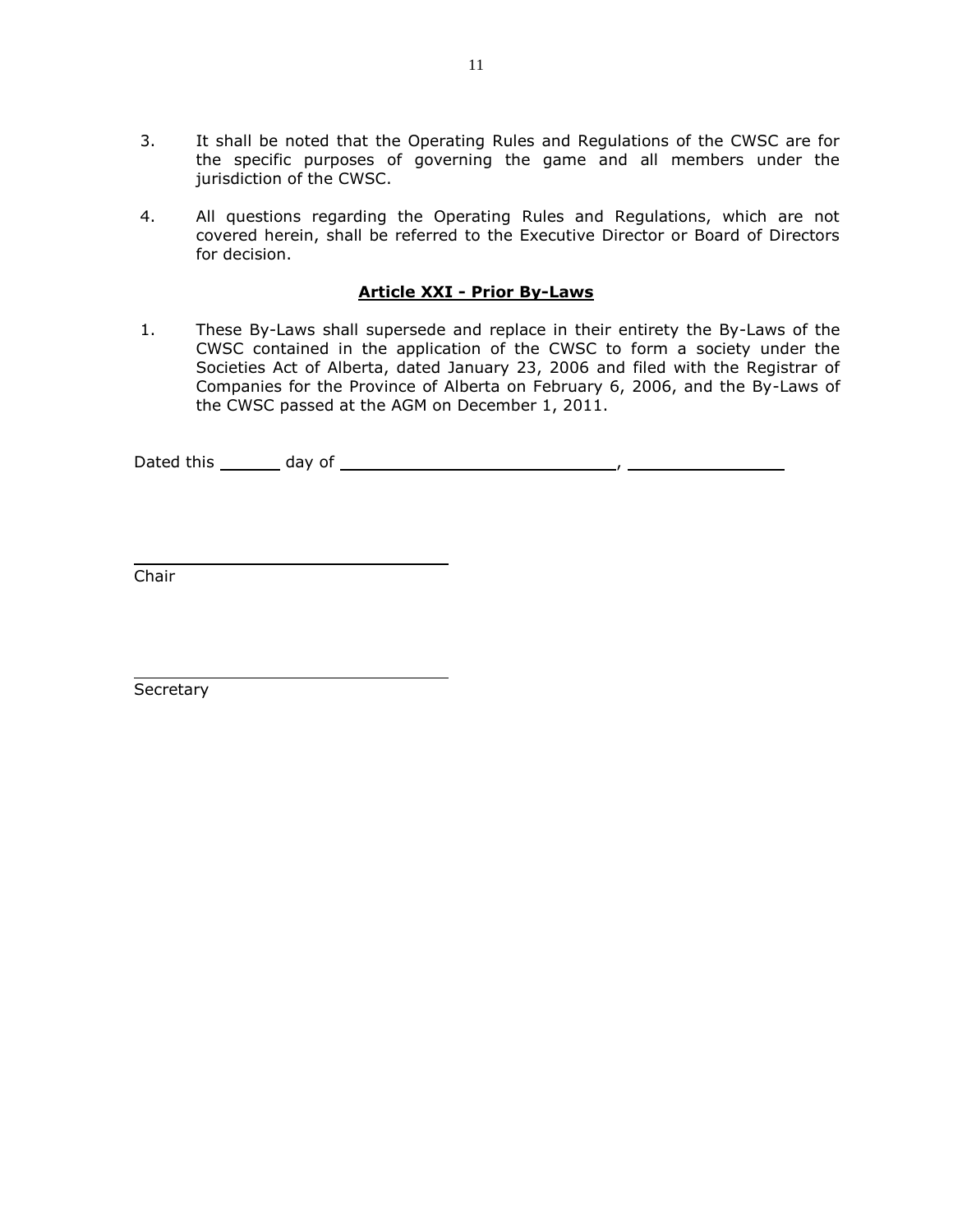3. It shall be noted that the Operating Rules and Regulations of the CWSC are for the specific purposes of governing the game and all members under the jurisdiction of the CWSC.

4. All questions regarding the Operating Rules and Regulations, which are not covered herein, shall be referred to the Executive Director or Board of Directors for decision.

## **Article XXI - Prior By-Laws**

1. These By-Laws shall supersede and replace in their entirety the By-Laws of the CWSC contained in the application of the CWSC to form a society under the Societies Act of Alberta, dated January 23, 2006 and filed with the Registrar of Companies for the Province of Alberta on February 6, 2006, and the By-Laws of the CWSC passed at the AGM on December 1, 2011.

Dated this ______ day of ____________________________, ________________

________________________________
Chair

________________________________
Secretary